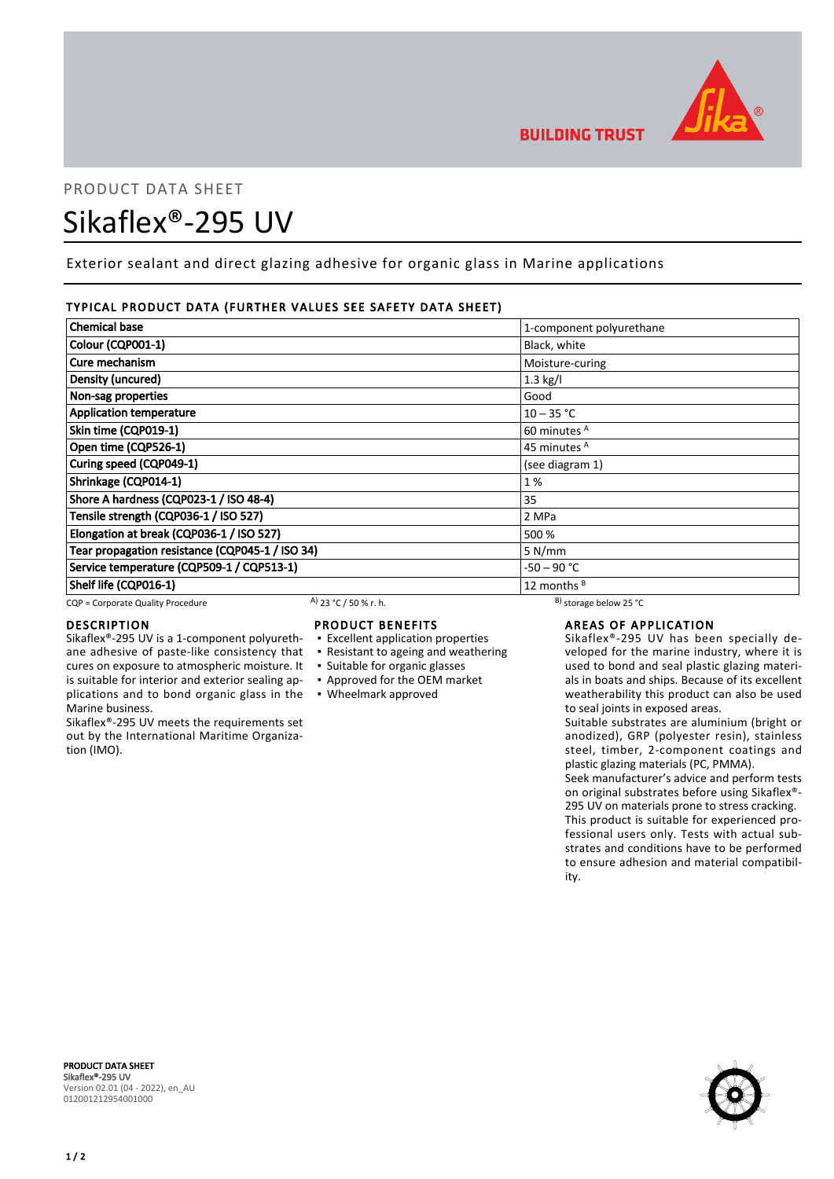PRODUCT DATA SHEET

# Sikaflex®-295 UV

Exterior sealant and direct glazing adhesive for organic glass in Marine applications

## TYPICAL PRODUCT DATA (FURTHER VALUES SEE SAFETY DATA SHEET)

| Property | Value |
|---|---|
| Chemical base | 1-component polyurethane |
| Colour (CQP001-1) | Black, white |
| Cure mechanism | Moisture-curing |
| Density (uncured) | 1.3 kg/l |
| Non-sag properties | Good |
| Application temperature | 10 – 35 °C |
| Skin time (CQP019-1) | 60 minutes A |
| Open time (CQP526-1) | 45 minutes A |
| Curing speed (CQP049-1) | (see diagram 1) |
| Shrinkage (CQP014-1) | 1 % |
| Shore A hardness (CQP023-1 / ISO 48-4) | 35 |
| Tensile strength (CQP036-1 / ISO 527) | 2 MPa |
| Elongation at break (CQP036-1 / ISO 527) | 500 % |
| Tear propagation resistance (CQP045-1 / ISO 34) | 5 N/mm |
| Service temperature (CQP509-1 / CQP513-1) | -50 – 90 °C |
| Shelf life (CQP016-1) | 12 months B |

CQP = Corporate Quality Procedure   A) 23 °C / 50 % r. h.   B) storage below 25 °C

## DESCRIPTION

Sikaflex®-295 UV is a 1-component polyurethane adhesive of paste-like consistency that cures on exposure to atmospheric moisture. It is suitable for interior and exterior sealing applications and to bond organic glass in the Marine business.

Sikaflex®-295 UV meets the requirements set out by the International Maritime Organization (IMO).

## PRODUCT BENEFITS

- Excellent application properties
- Resistant to ageing and weathering
- Suitable for organic glasses
- Approved for the OEM market
- Wheelmark approved

## AREAS OF APPLICATION

Sikaflex®-295 UV has been specially developed for the marine industry, where it is used to bond and seal plastic glazing materials in boats and ships. Because of its excellent weatherability this product can also be used to seal joints in exposed areas.

Suitable substrates are aluminium (bright or anodized), GRP (polyester resin), stainless steel, timber, 2-component coatings and plastic glazing materials (PC, PMMA).

Seek manufacturer's advice and perform tests on original substrates before using Sikaflex®-295 UV on materials prone to stress cracking.

This product is suitable for experienced professional users only. Tests with actual substrates and conditions have to be performed to ensure adhesion and material compatibility.

**PRODUCT DATA SHEET**
**Sikaflex®-295 UV**
Version 02.01 (04 - 2022), en_AU
012001212954001000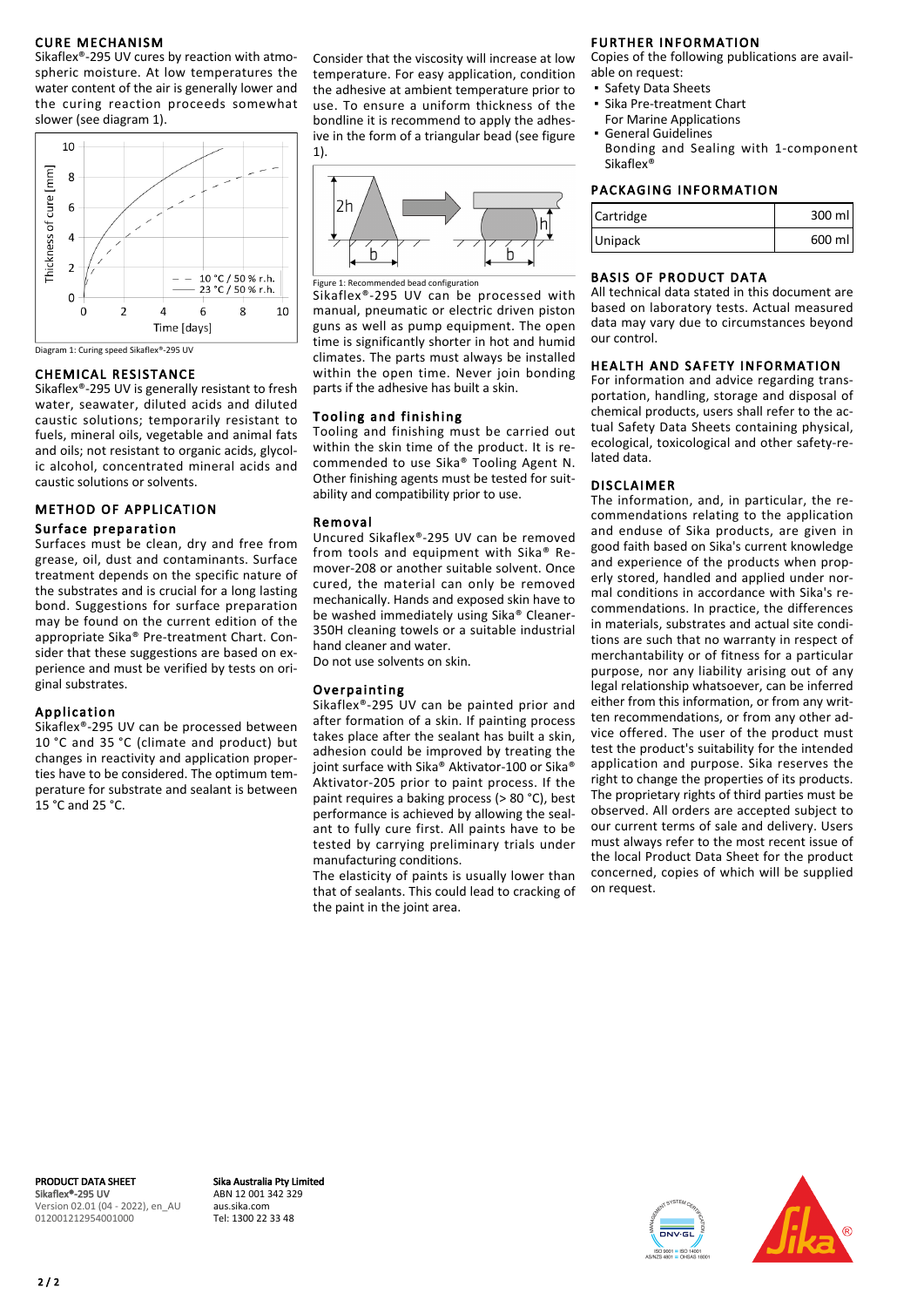## CURE MECHANISM

Sikaflex®-295 UV cures by reaction with atmospheric moisture. At low temperatures the water content of the air is generally lower and the curing reaction proceeds somewhat slower (see diagram 1).

10
8
6
4
2
0
Thickness of cure [mm]
0 2 4 6 8 10
Time [days]
10 °C / 50 % r.h.
23 °C / 50 % r.h.

Diagram 1: Curing speed Sikaflex®-295 UV

## CHEMICAL RESISTANCE

Sikaflex®-295 UV is generally resistant to fresh water, seawater, diluted acids and diluted caustic solutions; temporarily resistant to fuels, mineral oils, vegetable and animal fats and oils; not resistant to organic acids, glycolic alcohol, concentrated mineral acids and caustic solutions or solvents.

## METHOD OF APPLICATION

### Surface preparation

Surfaces must be clean, dry and free from grease, oil, dust and contaminants. Surface treatment depends on the specific nature of the substrates and is crucial for a long lasting bond. Suggestions for surface preparation may be found on the current edition of the appropriate Sika® Pre-treatment Chart. Consider that these suggestions are based on experience and must be verified by tests on original substrates.

### Application

Sikaflex®-295 UV can be processed between 10 °C and 35 °C (climate and product) but changes in reactivity and application properties have to be considered. The optimum temperature for substrate and sealant is between 15 °C and 25 °C.

Consider that the viscosity will increase at low temperature. For easy application, condition the adhesive at ambient temperature prior to use. To ensure a uniform thickness of the bondline it is recommend to apply the adhesive in the form of a triangular bead (see figure 1).

2h
b
h
b

Figure 1: Recommended bead configuration

Sikaflex®-295 UV can be processed with manual, pneumatic or electric driven piston guns as well as pump equipment. The open time is significantly shorter in hot and humid climates. The parts must always be installed within the open time. Never join bonding parts if the adhesive has built a skin.

### Tooling and finishing

Tooling and finishing must be carried out within the skin time of the product. It is recommended to use Sika® Tooling Agent N. Other finishing agents must be tested for suitability and compatibility prior to use.

### Removal

Uncured Sikaflex®-295 UV can be removed from tools and equipment with Sika® Remover-208 or another suitable solvent. Once cured, the material can only be removed mechanically. Hands and exposed skin have to be washed immediately using Sika® Cleaner-350H cleaning towels or a suitable industrial hand cleaner and water.
Do not use solvents on skin.

### Overpainting

Sikaflex®-295 UV can be painted prior and after formation of a skin. If painting process takes place after the sealant has built a skin, adhesion could be improved by treating the joint surface with Sika® Aktivator-100 or Sika® Aktivator-205 prior to paint process. If the paint requires a baking process (> 80 °C), best performance is achieved by allowing the sealant to fully cure first. All paints have to be tested by carrying preliminary trials under manufacturing conditions.
The elasticity of paints is usually lower than that of sealants. This could lead to cracking of the paint in the joint area.

## FURTHER INFORMATION

Copies of the following publications are available on request:

- Safety Data Sheets
- Sika Pre-treatment Chart For Marine Applications
- General Guidelines Bonding and Sealing with 1-component Sikaflex®

## PACKAGING INFORMATION

| | |
|---|---|
| Cartridge | 300 ml |
| Unipack | 600 ml |

## BASIS OF PRODUCT DATA

All technical data stated in this document are based on laboratory tests. Actual measured data may vary due to circumstances beyond our control.

## HEALTH AND SAFETY INFORMATION

For information and advice regarding transportation, handling, storage and disposal of chemical products, users shall refer to the actual Safety Data Sheets containing physical, ecological, toxicological and other safety-related data.

## DISCLAIMER

The information, and, in particular, the recommendations relating to the application and enduse of Sika products, are given in good faith based on Sika's current knowledge and experience of the products when properly stored, handled and applied under normal conditions in accordance with Sika's recommendations. In practice, the differences in materials, substrates and actual site conditions are such that no warranty in respect of merchantability or of fitness for a particular purpose, nor any liability arising out of any legal relationship whatsoever, can be inferred either from this information, or from any written recommendations, or from any other advice offered. The user of the product must test the product's suitability for the intended application and purpose. Sika reserves the right to change the properties of its products. The proprietary rights of third parties must be observed. All orders are accepted subject to our current terms of sale and delivery. Users must always refer to the most recent issue of the local Product Data Sheet for the product concerned, copies of which will be supplied on request.

**PRODUCT DATA SHEET**
**Sikaflex®-295 UV**
Version 02.01 (04 - 2022), en_AU
012001212954001000

**Sika Australia Pty Limited**
ABN 12 001 342 329
aus.sika.com
Tel: 1300 22 33 48